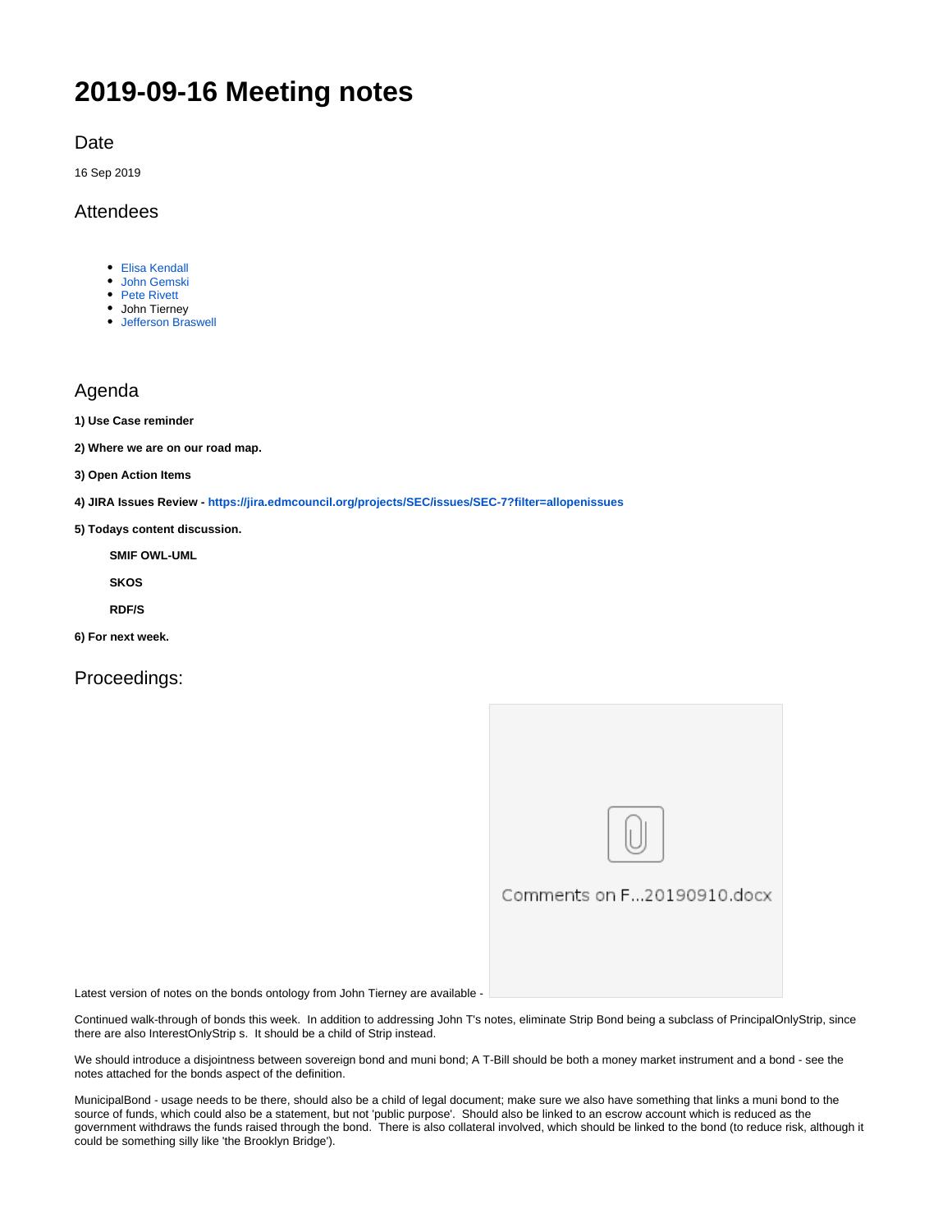# 2019-09-16 Meeting notes

## Date

16 Sep 2019

## Attendees

- Elisa Kendall
- John Gemski
- Pete Rivett
- John Tierney
- Jefferson Braswell

## Agenda

**1) Use Case reminder**

**2) Where we are on our road map.**

**3) Open Action Items**

**4) JIRA Issues Review - https://jira.edmcouncil.org/projects/SEC/issues/SEC-7?filter=allopenissues**

**5) Todays content discussion.**

**SMIF OWL-UML**

**SKOS**

**RDF/S**

**6) For next week.**

## Proceedings:

Comments on F...20190910.docx

Latest version of notes on the bonds ontology from John Tierney are available -

Continued walk-through of bonds this week. In addition to addressing John T's notes, eliminate Strip Bond being a subclass of PrincipalOnlyStrip, since there are also InterestOnlyStrip s. It should be a child of Strip instead.

We should introduce a disjointness between sovereign bond and muni bond; A T-Bill should be both a money market instrument and a bond - see the notes attached for the bonds aspect of the definition.

MunicipalBond - usage needs to be there, should also be a child of legal document; make sure we also have something that links a muni bond to the source of funds, which could also be a statement, but not 'public purpose'. Should also be linked to an escrow account which is reduced as the government withdraws the funds raised through the bond. There is also collateral involved, which should be linked to the bond (to reduce risk, although it could be something silly like 'the Brooklyn Bridge').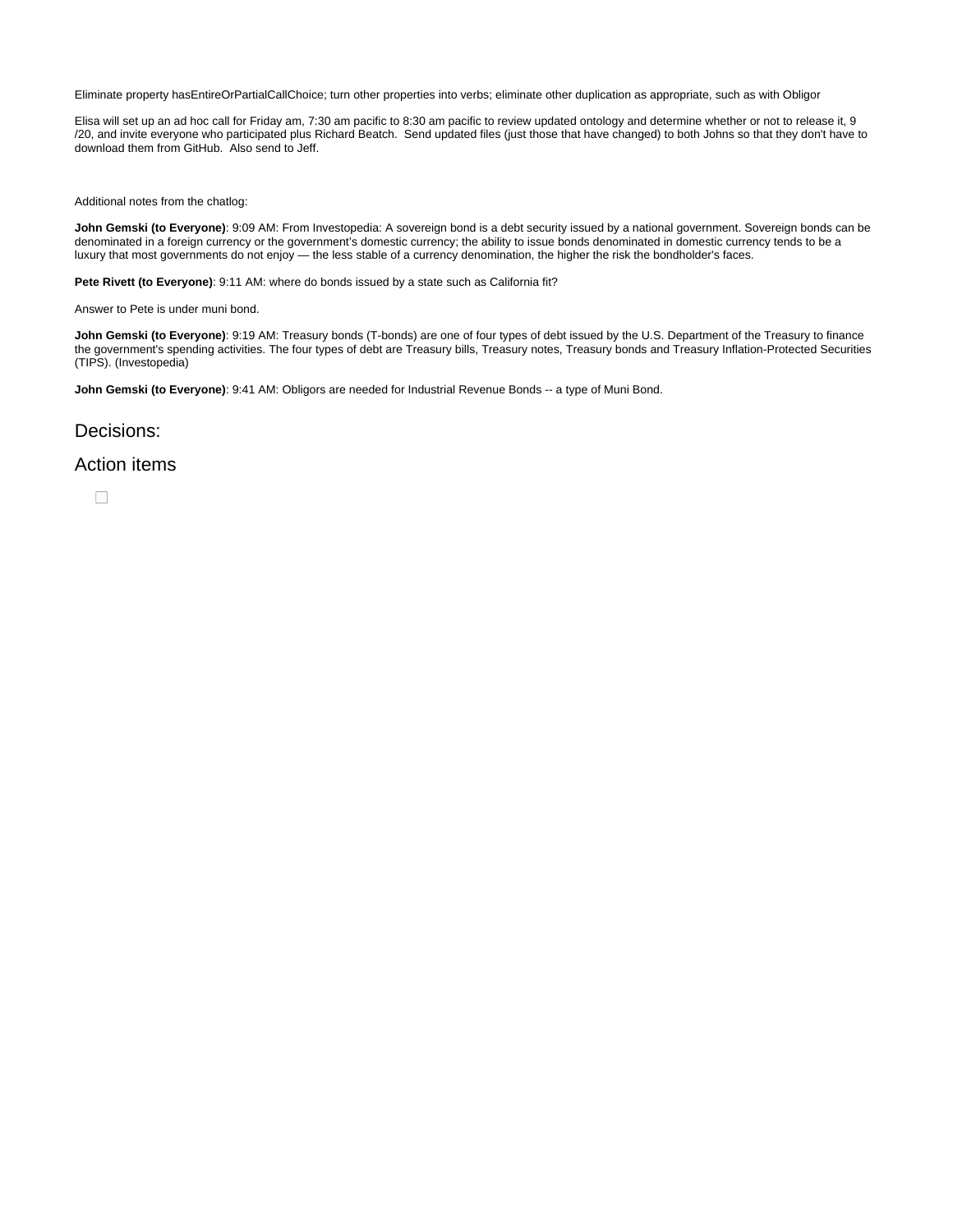Eliminate property hasEntireOrPartialCallChoice; turn other properties into verbs; eliminate other duplication as appropriate, such as with Obligor

Elisa will set up an ad hoc call for Friday am, 7:30 am pacific to 8:30 am pacific to review updated ontology and determine whether or not to release it, 9/20, and invite everyone who participated plus Richard Beatch. Send updated files (just those that have changed) to both Johns so that they don't have to download them from GitHub. Also send to Jeff.

Additional notes from the chatlog:

**John Gemski (to Everyone)**: 9:09 AM: From Investopedia: A sovereign bond is a debt security issued by a national government. Sovereign bonds can be denominated in a foreign currency or the government's domestic currency; the ability to issue bonds denominated in domestic currency tends to be a luxury that most governments do not enjoy — the less stable of a currency denomination, the higher the risk the bondholder's faces.

**Pete Rivett (to Everyone)**: 9:11 AM: where do bonds issued by a state such as California fit?

Answer to Pete is under muni bond.

**John Gemski (to Everyone)**: 9:19 AM: Treasury bonds (T-bonds) are one of four types of debt issued by the U.S. Department of the Treasury to finance the government's spending activities. The four types of debt are Treasury bills, Treasury notes, Treasury bonds and Treasury Inflation-Protected Securities (TIPS). (Investopedia)

**John Gemski (to Everyone)**: 9:41 AM: Obligors are needed for Industrial Revenue Bonds -- a type of Muni Bond.

## Decisions:

## Action items

- [ ]